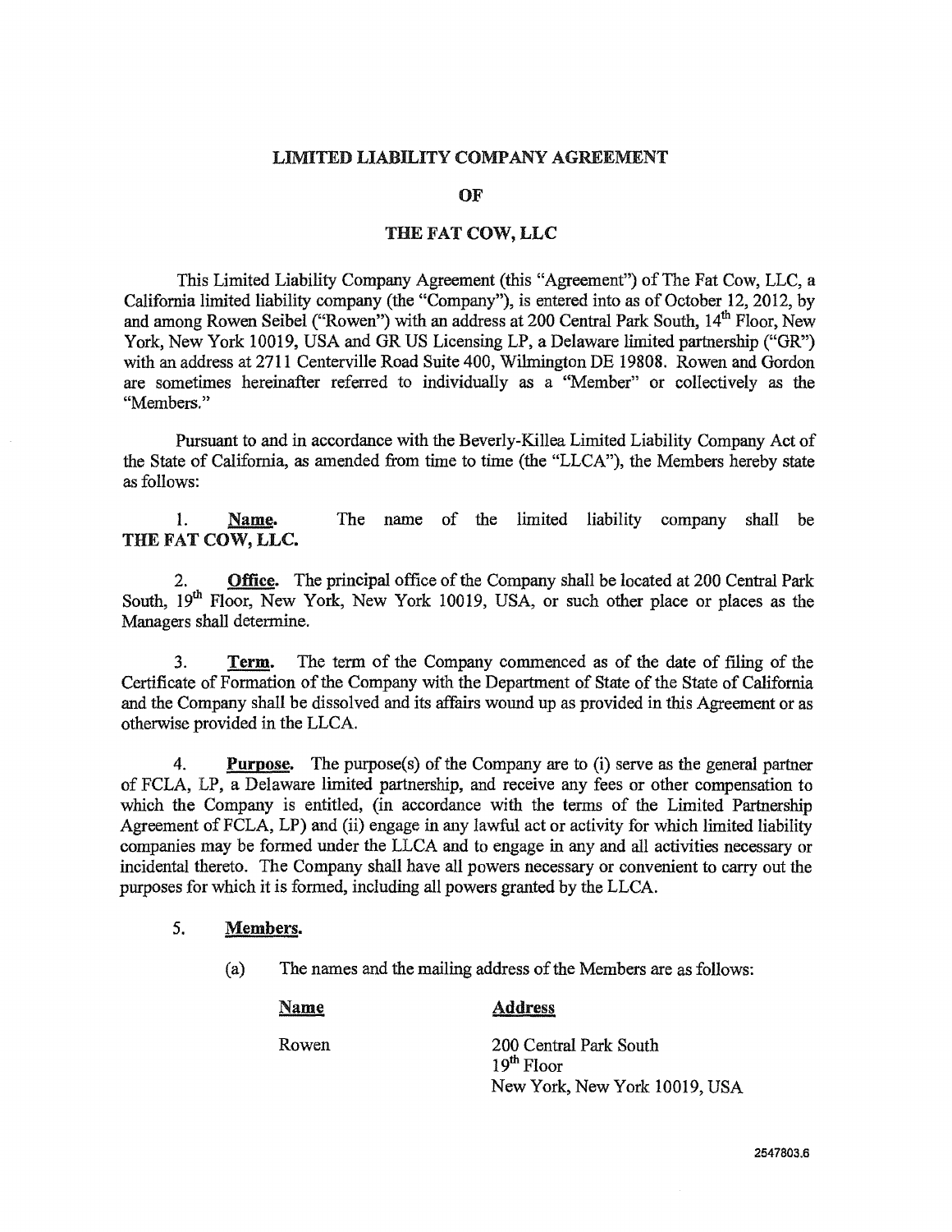# LIMITED LIABILITY COMPANY AGREEMENT

## OF

## THE FAT COW, LLC

This Limited Liability Company Agreement (this "Agreement") of The Fat Cow, LLC, a California limited liability company (the "Company"), is entered into as of October 12, 2012, by and among Rowen Seibel ("Rowen") with an address at 200 Central Park South, 14th Floor, New York, New York 10019, USA and GR US Licensing LP, a Delaware limited partnership ("GR") with an address at 2711 Centerville Road Suite 400, Wilmington DE 19808. Rowen and Gordon are sometimes hereinafter referred to individually as a "Member" or collectively as the "Members."

Pursuant to and in accordance with the Beverly-Killea Limited Liability Company Act of the State of California, as amended from time to time (the "LLCA"), the Members hereby state as follows:

1. **Name.** The name of the limited liability company shall be **THE FAT COW, LLC.**

2. **Office.** The principal office of the Company shall be located at 200 Central Park South, 19th Floor, New York, New York 10019, USA, or such other place or places as the Managers shall determine.

3. **Term.** The term of the Company commenced as of the date of filing of the Certificate of Formation of the Company with the Department of State of the State of California and the Company shall be dissolved and its affairs wound up as provided in this Agreement or as otherwise provided in the LLCA.

4. **Purpose.** The purpose(s) of the Company are to (i) serve as the general partner of FCLA, LP, a Delaware limited partnership, and receive any fees or other compensation to which the Company is entitled, (in accordance with the terms of the Limited Partnership Agreement of FCLA, LP) and (ii) engage in any lawful act or activity for which limited liability companies may be formed under the LLCA and to engage in any and all activities necessary or incidental thereto. The Company shall have all powers necessary or convenient to carry out the purposes for which it is formed, including all powers granted by the LLCA.

5. **Members.**

    (a) The names and the mailing address of the Members are as follows:

| Name | Address |
| --- | --- |
| Rowen | 200 Central Park South<br>19th Floor<br>New York, New York 10019, USA |

2547803.6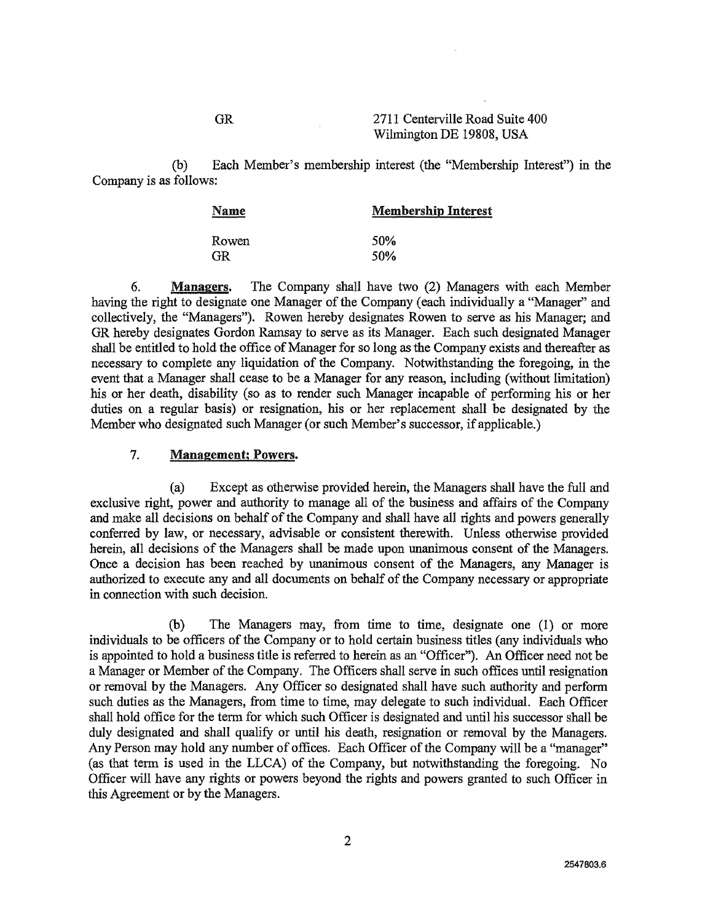| | |
|---|---|
| GR | 2711 Centerville Road Suite 400<br>Wilmington DE 19808, USA |

(b) Each Member's membership interest (the "Membership Interest") in the Company is as follows:

| Name | Membership Interest |
|---|---|
| Rowen | 50% |
| GR | 50% |

6. **Managers.** The Company shall have two (2) Managers with each Member having the right to designate one Manager of the Company (each individually a "Manager" and collectively, the "Managers"). Rowen hereby designates Rowen to serve as his Manager; and GR hereby designates Gordon Ramsay to serve as its Manager. Each such designated Manager shall be entitled to hold the office of Manager for so long as the Company exists and thereafter as necessary to complete any liquidation of the Company. Notwithstanding the foregoing, in the event that a Manager shall cease to be a Manager for any reason, including (without limitation) his or her death, disability (so as to render such Manager incapable of performing his or her duties on a regular basis) or resignation, his or her replacement shall be designated by the Member who designated such Manager (or such Member's successor, if applicable.)

7. **Management; Powers.**

(a) Except as otherwise provided herein, the Managers shall have the full and exclusive right, power and authority to manage all of the business and affairs of the Company and make all decisions on behalf of the Company and shall have all rights and powers generally conferred by law, or necessary, advisable or consistent therewith. Unless otherwise provided herein, all decisions of the Managers shall be made upon unanimous consent of the Managers. Once a decision has been reached by unanimous consent of the Managers, any Manager is authorized to execute any and all documents on behalf of the Company necessary or appropriate in connection with such decision.

(b) The Managers may, from time to time, designate one (1) or more individuals to be officers of the Company or to hold certain business titles (any individuals who is appointed to hold a business title is referred to herein as an "Officer"). An Officer need not be a Manager or Member of the Company. The Officers shall serve in such offices until resignation or removal by the Managers. Any Officer so designated shall have such authority and perform such duties as the Managers, from time to time, may delegate to such individual. Each Officer shall hold office for the term for which such Officer is designated and until his successor shall be duly designated and shall qualify or until his death, resignation or removal by the Managers. Any Person may hold any number of offices. Each Officer of the Company will be a "manager" (as that term is used in the LLCA) of the Company, but notwithstanding the foregoing. No Officer will have any rights or powers beyond the rights and powers granted to such Officer in this Agreement or by the Managers.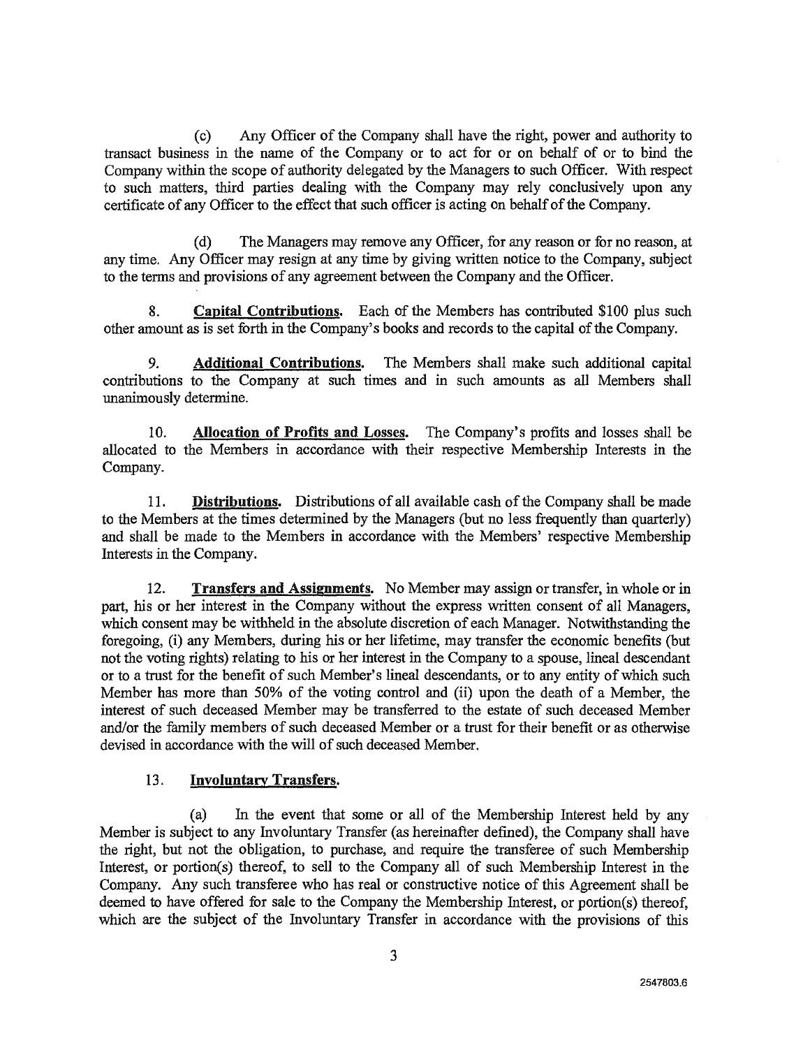(c) Any Officer of the Company shall have the right, power and authority to transact business in the name of the Company or to act for or on behalf of or to bind the Company within the scope of authority delegated by the Managers to such Officer. With respect to such matters, third parties dealing with the Company may rely conclusively upon any certificate of any Officer to the effect that such officer is acting on behalf of the Company.

(d) The Managers may remove any Officer, for any reason or for no reason, at any time. Any Officer may resign at any time by giving written notice to the Company, subject to the terms and provisions of any agreement between the Company and the Officer.

8. **Capital Contributions.** Each of the Members has contributed $100 plus such other amount as is set forth in the Company's books and records to the capital of the Company.

9. **Additional Contributions.** The Members shall make such additional capital contributions to the Company at such times and in such amounts as all Members shall unanimously determine.

10. **Allocation of Profits and Losses.** The Company's profits and losses shall be allocated to the Members in accordance with their respective Membership Interests in the Company.

11. **Distributions.** Distributions of all available cash of the Company shall be made to the Members at the times determined by the Managers (but no less frequently than quarterly) and shall be made to the Members in accordance with the Members' respective Membership Interests in the Company.

12. **Transfers and Assignments.** No Member may assign or transfer, in whole or in part, his or her interest in the Company without the express written consent of all Managers, which consent may be withheld in the absolute discretion of each Manager. Notwithstanding the foregoing, (i) any Members, during his or her lifetime, may transfer the economic benefits (but not the voting rights) relating to his or her interest in the Company to a spouse, lineal descendant or to a trust for the benefit of such Member's lineal descendants, or to any entity of which such Member has more than 50% of the voting control and (ii) upon the death of a Member, the interest of such deceased Member may be transferred to the estate of such deceased Member and/or the family members of such deceased Member or a trust for their benefit or as otherwise devised in accordance with the will of such deceased Member.

13. **Involuntary Transfers.**

(a) In the event that some or all of the Membership Interest held by any Member is subject to any Involuntary Transfer (as hereinafter defined), the Company shall have the right, but not the obligation, to purchase, and require the transferee of such Membership Interest, or portion(s) thereof, to sell to the Company all of such Membership Interest in the Company. Any such transferee who has real or constructive notice of this Agreement shall be deemed to have offered for sale to the Company the Membership Interest, or portion(s) thereof, which are the subject of the Involuntary Transfer in accordance with the provisions of this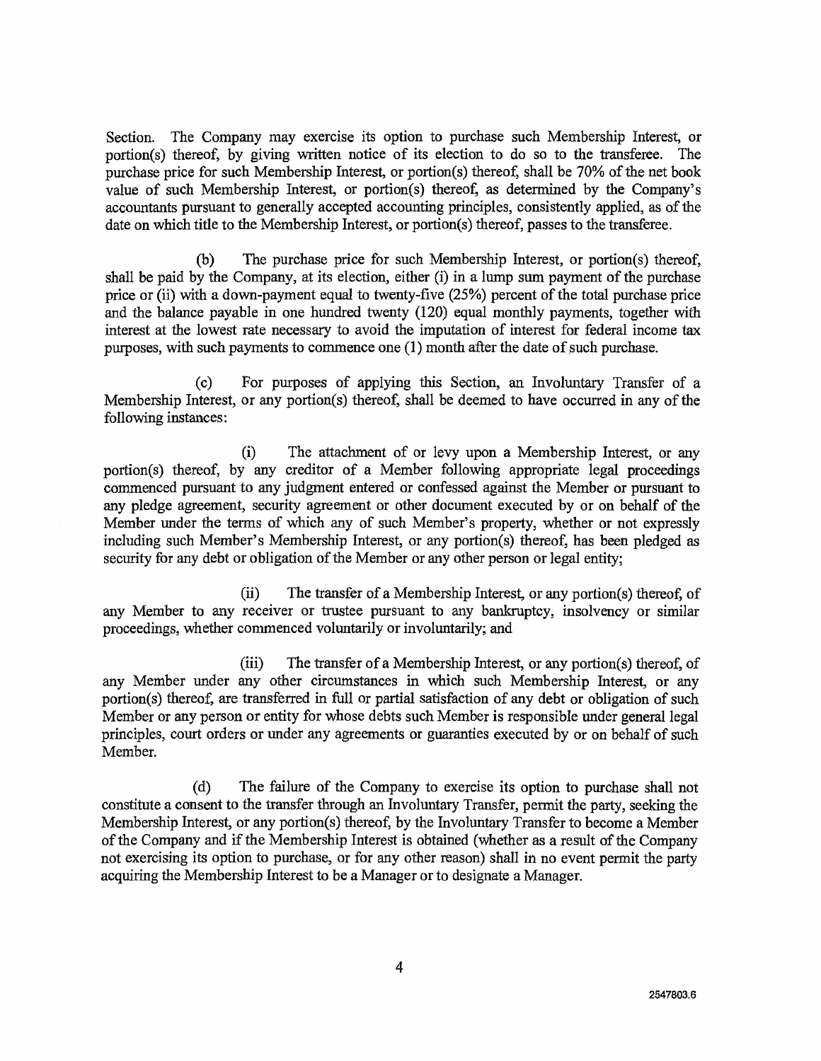Section. The Company may exercise its option to purchase such Membership Interest, or portion(s) thereof, by giving written notice of its election to do so to the transferee. The purchase price for such Membership Interest, or portion(s) thereof, shall be 70% of the net book value of such Membership Interest, or portion(s) thereof, as determined by the Company's accountants pursuant to generally accepted accounting principles, consistently applied, as of the date on which title to the Membership Interest, or portion(s) thereof, passes to the transferee.

(b) The purchase price for such Membership Interest, or portion(s) thereof, shall be paid by the Company, at its election, either (i) in a lump sum payment of the purchase price or (ii) with a down-payment equal to twenty-five (25%) percent of the total purchase price and the balance payable in one hundred twenty (120) equal monthly payments, together with interest at the lowest rate necessary to avoid the imputation of interest for federal income tax purposes, with such payments to commence one (1) month after the date of such purchase.

(c) For purposes of applying this Section, an Involuntary Transfer of a Membership Interest, or any portion(s) thereof, shall be deemed to have occurred in any of the following instances:

(i) The attachment of or levy upon a Membership Interest, or any portion(s) thereof, by any creditor of a Member following appropriate legal proceedings commenced pursuant to any judgment entered or confessed against the Member or pursuant to any pledge agreement, security agreement or other document executed by or on behalf of the Member under the terms of which any of such Member's property, whether or not expressly including such Member's Membership Interest, or any portion(s) thereof, has been pledged as security for any debt or obligation of the Member or any other person or legal entity;

(ii) The transfer of a Membership Interest, or any portion(s) thereof, of any Member to any receiver or trustee pursuant to any bankruptcy, insolvency or similar proceedings, whether commenced voluntarily or involuntarily; and

(iii) The transfer of a Membership Interest, or any portion(s) thereof, of any Member under any other circumstances in which such Membership Interest, or any portion(s) thereof, are transferred in full or partial satisfaction of any debt or obligation of such Member or any person or entity for whose debts such Member is responsible under general legal principles, court orders or under any agreements or guaranties executed by or on behalf of such Member.

(d) The failure of the Company to exercise its option to purchase shall not constitute a consent to the transfer through an Involuntary Transfer, permit the party, seeking the Membership Interest, or any portion(s) thereof, by the Involuntary Transfer to become a Member of the Company and if the Membership Interest is obtained (whether as a result of the Company not exercising its option to purchase, or for any other reason) shall in no event permit the party acquiring the Membership Interest to be a Manager or to designate a Manager.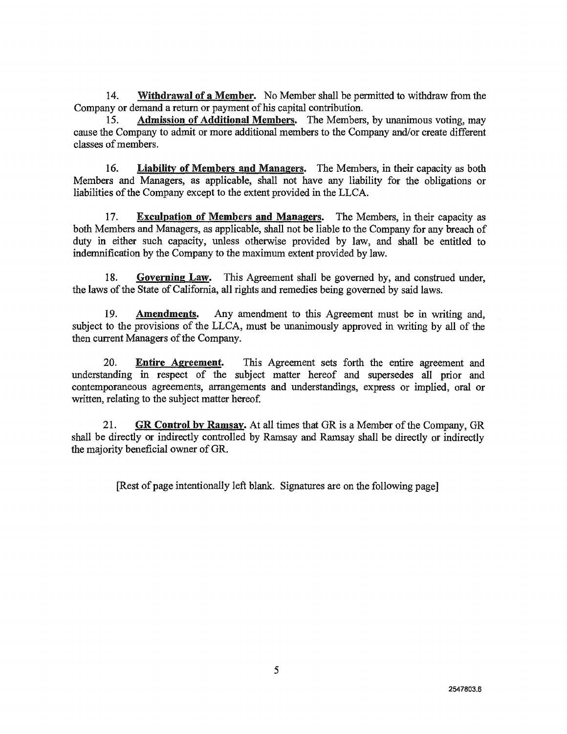14. **Withdrawal of a Member.** No Member shall be permitted to withdraw from the Company or demand a return or payment of his capital contribution.

15. **Admission of Additional Members.** The Members, by unanimous voting, may cause the Company to admit or more additional members to the Company and/or create different classes of members.

16. **Liability of Members and Managers.** The Members, in their capacity as both Members and Managers, as applicable, shall not have any liability for the obligations or liabilities of the Company except to the extent provided in the LLCA.

17. **Exculpation of Members and Managers.** The Members, in their capacity as both Members and Managers, as applicable, shall not be liable to the Company for any breach of duty in either such capacity, unless otherwise provided by law, and shall be entitled to indemnification by the Company to the maximum extent provided by law.

18. **Governing Law.** This Agreement shall be governed by, and construed under, the laws of the State of California, all rights and remedies being governed by said laws.

19. **Amendments.** Any amendment to this Agreement must be in writing and, subject to the provisions of the LLCA, must be unanimously approved in writing by all of the then current Managers of the Company.

20. **Entire Agreement.** This Agreement sets forth the entire agreement and understanding in respect of the subject matter hereof and supersedes all prior and contemporaneous agreements, arrangements and understandings, express or implied, oral or written, relating to the subject matter hereof.

21. **GR Control by Ramsay.** At all times that GR is a Member of the Company, GR shall be directly or indirectly controlled by Ramsay and Ramsay shall be directly or indirectly the majority beneficial owner of GR.

[Rest of page intentionally left blank. Signatures are on the following page]

2547803.6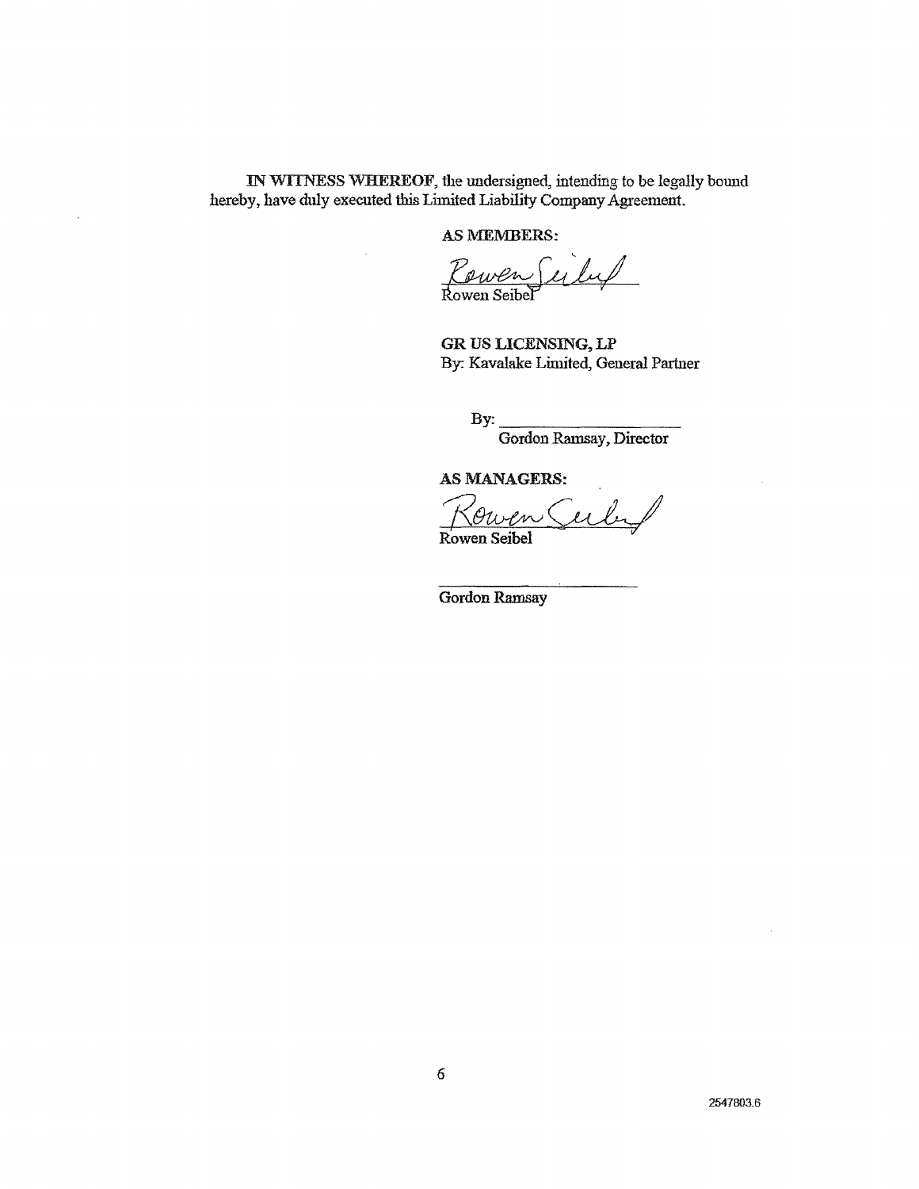**IN WITNESS WHEREOF**, the undersigned, intending to be legally bound hereby, have duly executed this Limited Liability Company Agreement.

**AS MEMBERS:**

Rowen Seibel

Rowen Seibel

**GR US LICENSING, LP**
By: Kavalake Limited, General Partner

By: ______________________
Gordon Ramsay, Director

**AS MANAGERS:**

Rowen Seibel

Rowen Seibel

______________________
Gordon Ramsay

2547803.6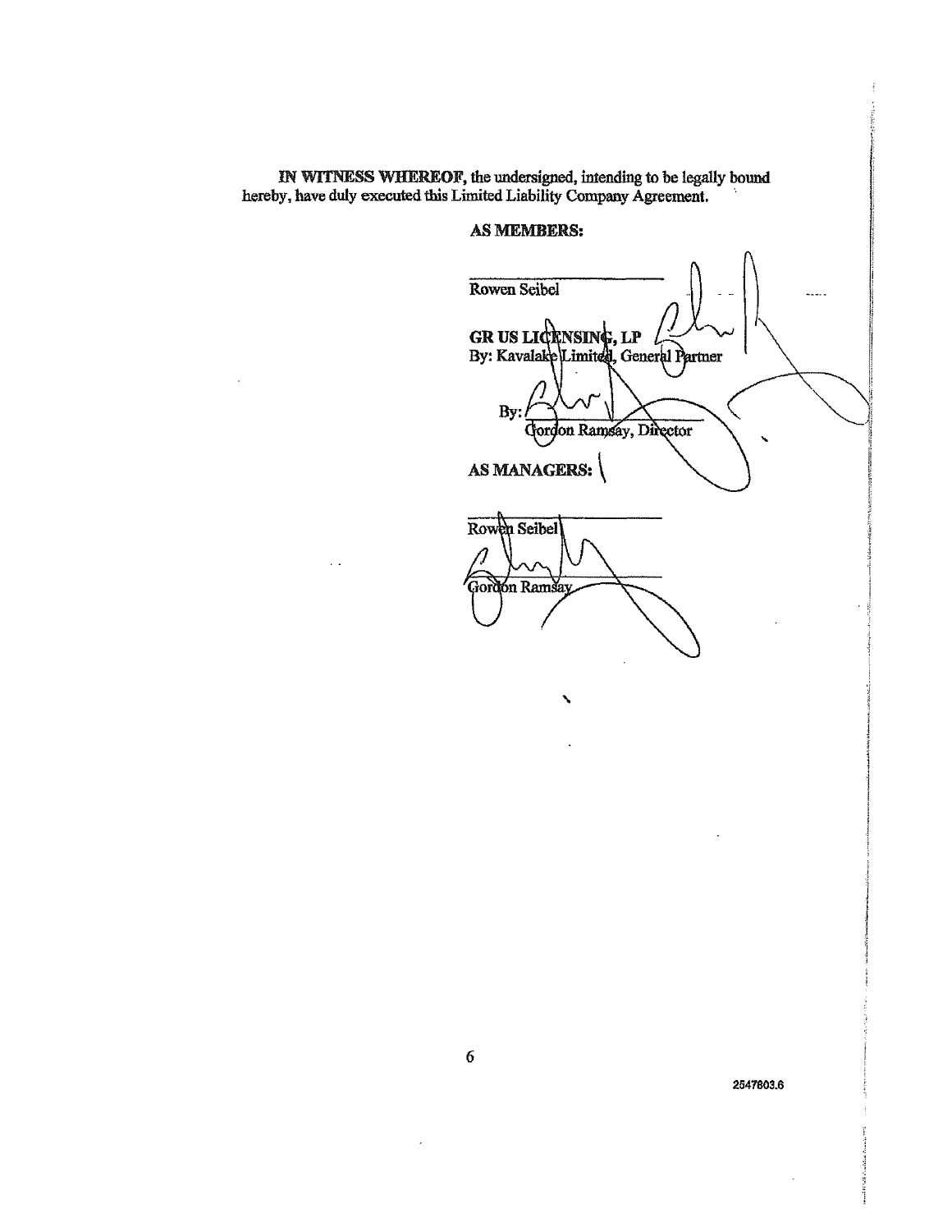**IN WITNESS WHEREOF**, the undersigned, intending to be legally bound hereby, have duly executed this Limited Liability Company Agreement.

**AS MEMBERS:**

\_\_\_\_\_\_\_\_\_\_\_\_\_\_\_\_\_\_\_\_\_\_\_\_
Rowen Seibel

**GR US LICENSING, LP**
By: Kavalake Limited, General Partner

By: \_\_\_\_\_\_\_\_\_\_\_\_\_\_\_\_\_\_\_\_\_\_\_\_
Gordon Ramsay, Director

**AS MANAGERS:**

\_\_\_\_\_\_\_\_\_\_\_\_\_\_\_\_\_\_\_\_\_\_\_\_
Rowen Seibel

\_\_\_\_\_\_\_\_\_\_\_\_\_\_\_\_\_\_\_\_\_\_\_\_
Gordon Ramsay

2547803.6